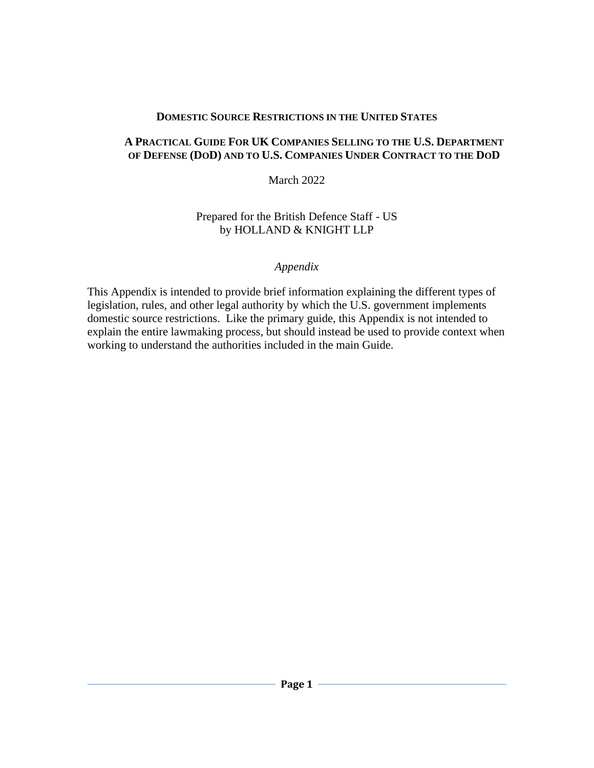# Domestic Source Restrictions in the United States

## A Practical Guide For UK Companies Selling to the U.S. Department of Defense (DoD) and to U.S. Companies Under Contract to the DoD

March 2022

Prepared for the British Defence Staff - US
by HOLLAND & KNIGHT LLP

*Appendix*

This Appendix is intended to provide brief information explaining the different types of legislation, rules, and other legal authority by which the U.S. government implements domestic source restrictions. Like the primary guide, this Appendix is not intended to explain the entire lawmaking process, but should instead be used to provide context when working to understand the authorities included in the main Guide.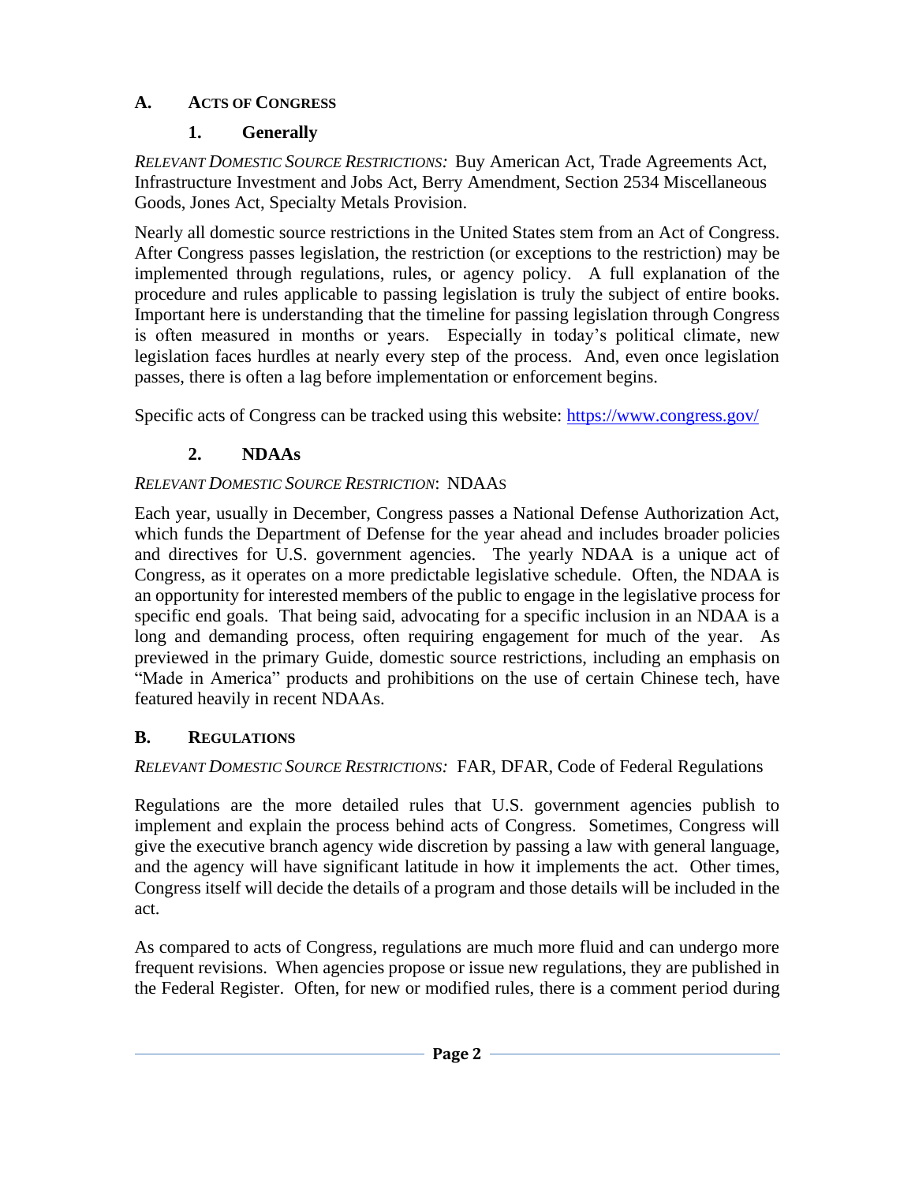## A. ACTS OF CONGRESS

### 1. Generally

*RELEVANT DOMESTIC SOURCE RESTRICTIONS:* Buy American Act, Trade Agreements Act, Infrastructure Investment and Jobs Act, Berry Amendment, Section 2534 Miscellaneous Goods, Jones Act, Specialty Metals Provision.

Nearly all domestic source restrictions in the United States stem from an Act of Congress. After Congress passes legislation, the restriction (or exceptions to the restriction) may be implemented through regulations, rules, or agency policy. A full explanation of the procedure and rules applicable to passing legislation is truly the subject of entire books. Important here is understanding that the timeline for passing legislation through Congress is often measured in months or years. Especially in today's political climate, new legislation faces hurdles at nearly every step of the process. And, even once legislation passes, there is often a lag before implementation or enforcement begins.

Specific acts of Congress can be tracked using this website: [https://www.congress.gov/](https://www.congress.gov/)

### 2. NDAAs

*RELEVANT DOMESTIC SOURCE RESTRICTION*: NDAAS

Each year, usually in December, Congress passes a National Defense Authorization Act, which funds the Department of Defense for the year ahead and includes broader policies and directives for U.S. government agencies. The yearly NDAA is a unique act of Congress, as it operates on a more predictable legislative schedule. Often, the NDAA is an opportunity for interested members of the public to engage in the legislative process for specific end goals. That being said, advocating for a specific inclusion in an NDAA is a long and demanding process, often requiring engagement for much of the year. As previewed in the primary Guide, domestic source restrictions, including an emphasis on "Made in America" products and prohibitions on the use of certain Chinese tech, have featured heavily in recent NDAAs.

## B. REGULATIONS

*RELEVANT DOMESTIC SOURCE RESTRICTIONS:* FAR, DFAR, Code of Federal Regulations

Regulations are the more detailed rules that U.S. government agencies publish to implement and explain the process behind acts of Congress. Sometimes, Congress will give the executive branch agency wide discretion by passing a law with general language, and the agency will have significant latitude in how it implements the act. Other times, Congress itself will decide the details of a program and those details will be included in the act.

As compared to acts of Congress, regulations are much more fluid and can undergo more frequent revisions. When agencies propose or issue new regulations, they are published in the Federal Register. Often, for new or modified rules, there is a comment period during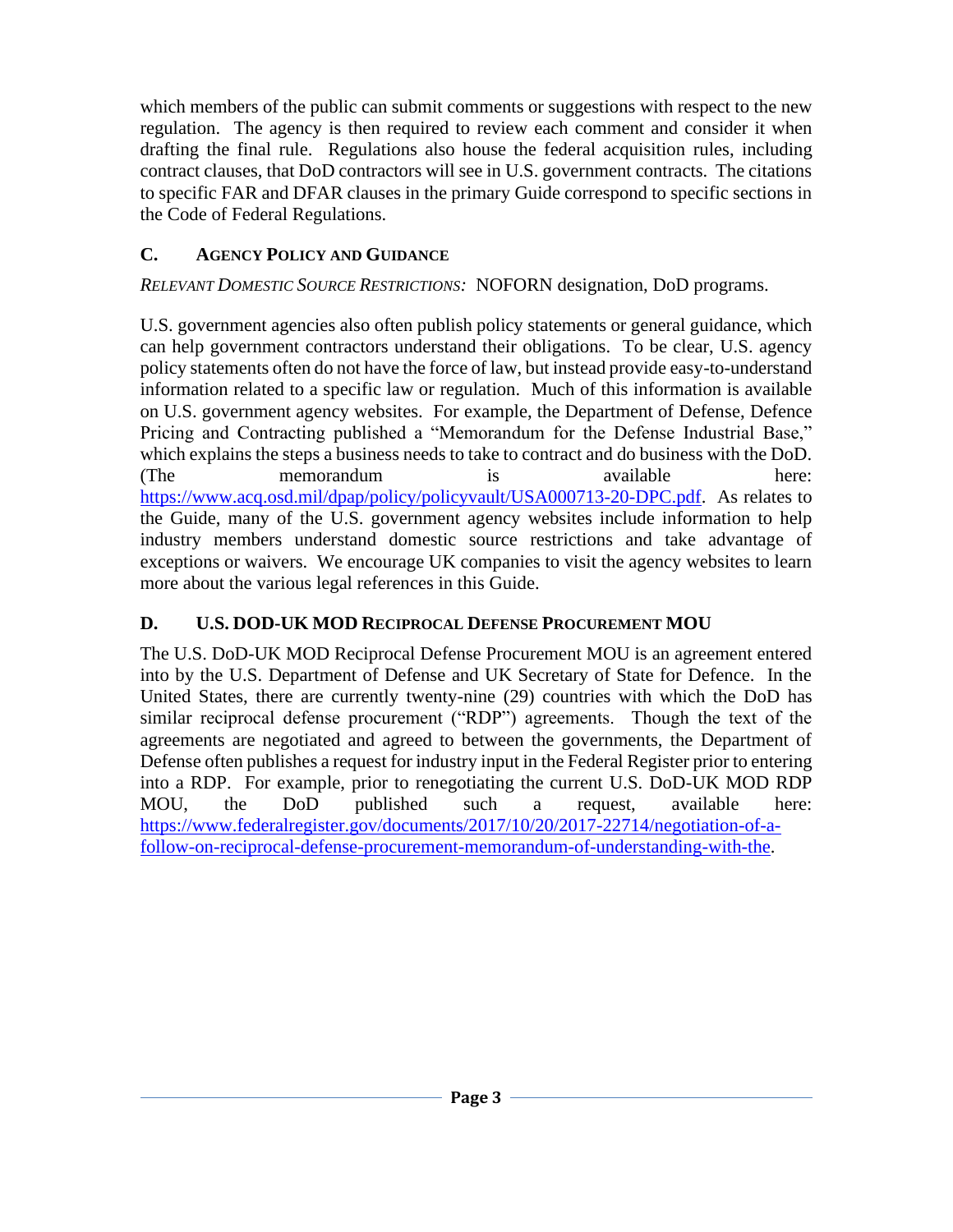which members of the public can submit comments or suggestions with respect to the new regulation. The agency is then required to review each comment and consider it when drafting the final rule. Regulations also house the federal acquisition rules, including contract clauses, that DoD contractors will see in U.S. government contracts. The citations to specific FAR and DFAR clauses in the primary Guide correspond to specific sections in the Code of Federal Regulations.

## C. Agency Policy and Guidance

*Relevant Domestic Source Restrictions:* NOFORN designation, DoD programs.

U.S. government agencies also often publish policy statements or general guidance, which can help government contractors understand their obligations. To be clear, U.S. agency policy statements often do not have the force of law, but instead provide easy-to-understand information related to a specific law or regulation. Much of this information is available on U.S. government agency websites. For example, the Department of Defense, Defence Pricing and Contracting published a "Memorandum for the Defense Industrial Base," which explains the steps a business needs to take to contract and do business with the DoD. (The memorandum is available here: https://www.acq.osd.mil/dpap/policy/policyvault/USA000713-20-DPC.pdf. As relates to the Guide, many of the U.S. government agency websites include information to help industry members understand domestic source restrictions and take advantage of exceptions or waivers. We encourage UK companies to visit the agency websites to learn more about the various legal references in this Guide.

## D. U.S. DoD-UK MOD Reciprocal Defense Procurement MOU

The U.S. DoD-UK MOD Reciprocal Defense Procurement MOU is an agreement entered into by the U.S. Department of Defense and UK Secretary of State for Defence. In the United States, there are currently twenty-nine (29) countries with which the DoD has similar reciprocal defense procurement ("RDP") agreements. Though the text of the agreements are negotiated and agreed to between the governments, the Department of Defense often publishes a request for industry input in the Federal Register prior to entering into a RDP. For example, prior to renegotiating the current U.S. DoD-UK MOD RDP MOU, the DoD published such a request, available here: https://www.federalregister.gov/documents/2017/10/20/2017-22714/negotiation-of-a-follow-on-reciprocal-defense-procurement-memorandum-of-understanding-with-the.